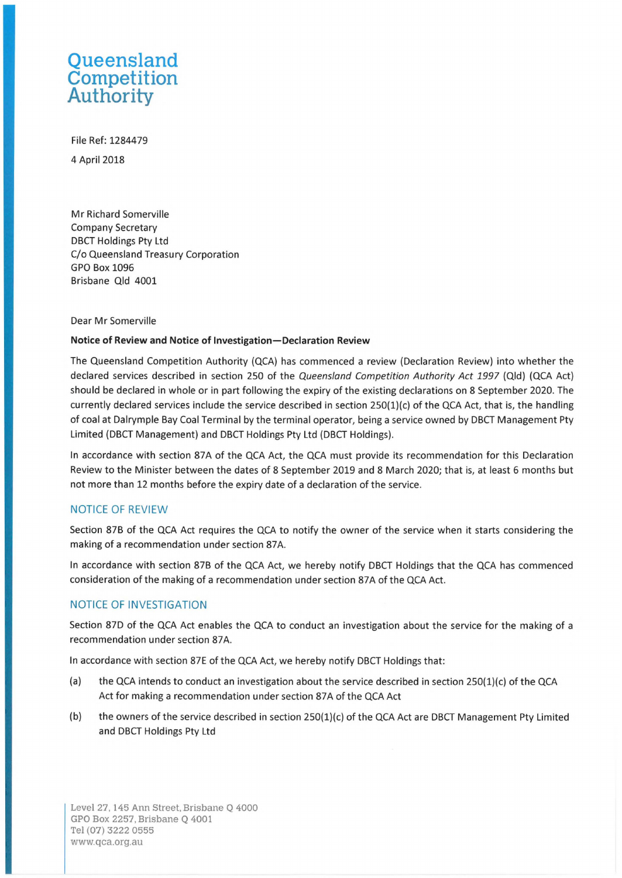Queensland
Competition
Authority

File Ref: 1284479

4 April 2018

Mr Richard Somerville
Company Secretary
DBCT Holdings Pty Ltd
C/o Queensland Treasury Corporation
GPO Box 1096
Brisbane Qld 4001

Dear Mr Somerville

**Notice of Review and Notice of Investigation—Declaration Review**

The Queensland Competition Authority (QCA) has commenced a review (Declaration Review) into whether the declared services described in section 250 of the *Queensland Competition Authority Act 1997* (Qld) (QCA Act) should be declared in whole or in part following the expiry of the existing declarations on 8 September 2020. The currently declared services include the service described in section 250(1)(c) of the QCA Act, that is, the handling of coal at Dalrymple Bay Coal Terminal by the terminal operator, being a service owned by DBCT Management Pty Limited (DBCT Management) and DBCT Holdings Pty Ltd (DBCT Holdings).

In accordance with section 87A of the QCA Act, the QCA must provide its recommendation for this Declaration Review to the Minister between the dates of 8 September 2019 and 8 March 2020; that is, at least 6 months but not more than 12 months before the expiry date of a declaration of the service.

## NOTICE OF REVIEW

Section 87B of the QCA Act requires the QCA to notify the owner of the service when it starts considering the making of a recommendation under section 87A.

In accordance with section 87B of the QCA Act, we hereby notify DBCT Holdings that the QCA has commenced consideration of the making of a recommendation under section 87A of the QCA Act.

## NOTICE OF INVESTIGATION

Section 87D of the QCA Act enables the QCA to conduct an investigation about the service for the making of a recommendation under section 87A.

In accordance with section 87E of the QCA Act, we hereby notify DBCT Holdings that:

(a) the QCA intends to conduct an investigation about the service described in section 250(1)(c) of the QCA Act for making a recommendation under section 87A of the QCA Act

(b) the owners of the service described in section 250(1)(c) of the QCA Act are DBCT Management Pty Limited and DBCT Holdings Pty Ltd

Level 27, 145 Ann Street, Brisbane Q 4000
GPO Box 2257, Brisbane Q 4001
Tel (07) 3222 0555
www.qca.org.au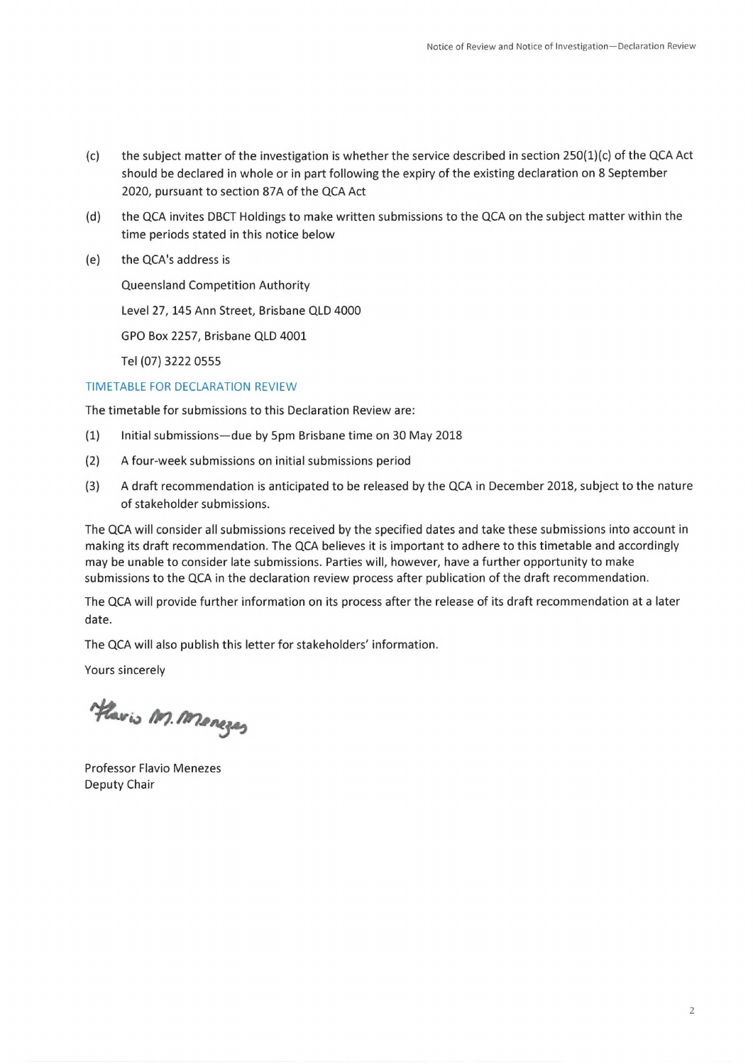(c) the subject matter of the investigation is whether the service described in section 250(1)(c) of the QCA Act should be declared in whole or in part following the expiry of the existing declaration on 8 September 2020, pursuant to section 87A of the QCA Act

(d) the QCA invites DBCT Holdings to make written submissions to the QCA on the subject matter within the time periods stated in this notice below

(e) the QCA's address is

Queensland Competition Authority

Level 27, 145 Ann Street, Brisbane QLD 4000

GPO Box 2257, Brisbane QLD 4001

Tel (07) 3222 0555

## TIMETABLE FOR DECLARATION REVIEW

The timetable for submissions to this Declaration Review are:

(1) Initial submissions—due by 5pm Brisbane time on 30 May 2018

(2) A four-week submissions on initial submissions period

(3) A draft recommendation is anticipated to be released by the QCA in December 2018, subject to the nature of stakeholder submissions.

The QCA will consider all submissions received by the specified dates and take these submissions into account in making its draft recommendation. The QCA believes it is important to adhere to this timetable and accordingly may be unable to consider late submissions. Parties will, however, have a further opportunity to make submissions to the QCA in the declaration review process after publication of the draft recommendation.

The QCA will provide further information on its process after the release of its draft recommendation at a later date.

The QCA will also publish this letter for stakeholders' information.

Yours sincerely

Flavio M. Menezes

Professor Flavio Menezes
Deputy Chair